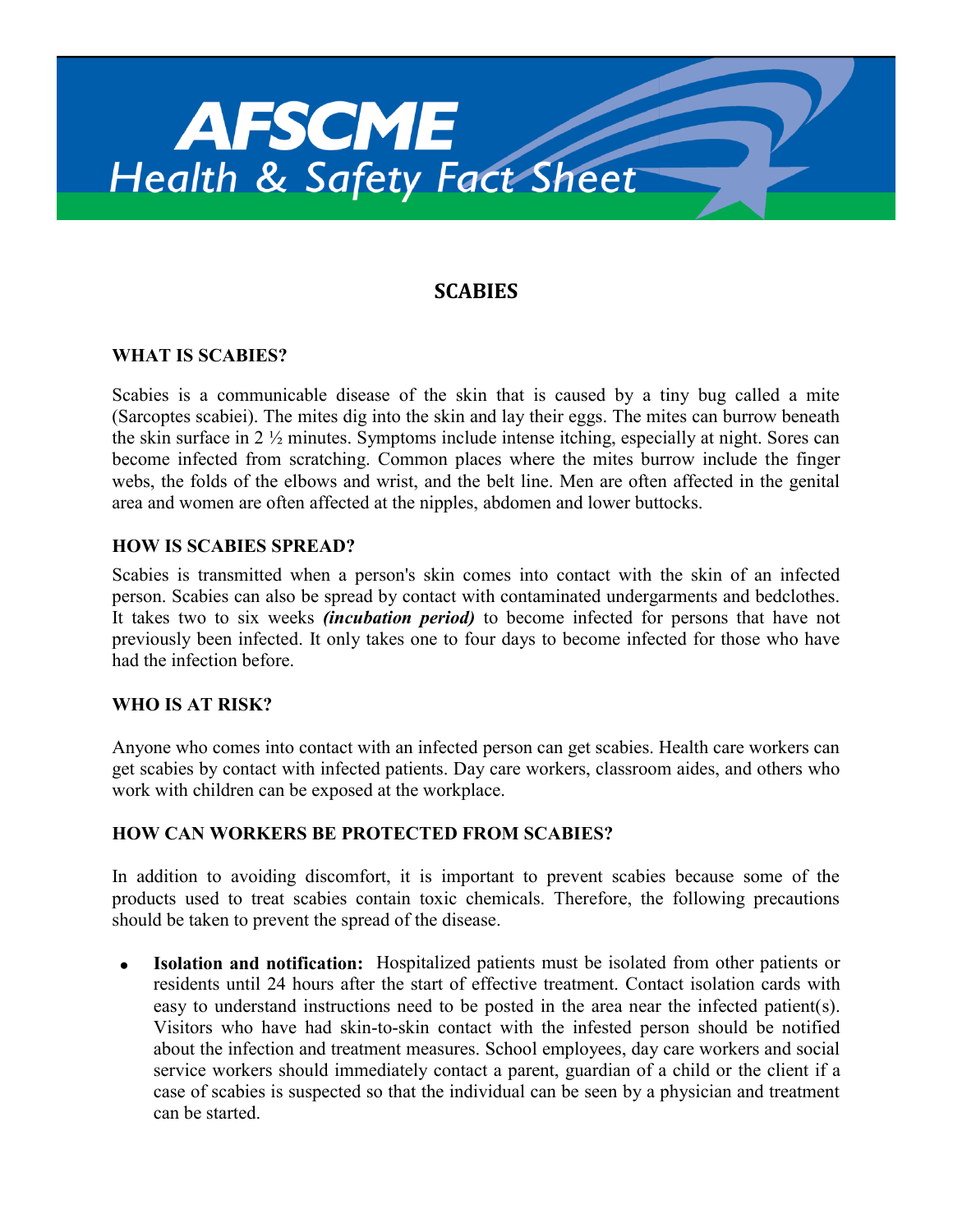# AFSCME Health & Safety Fact Sheet

## SCABIES

### WHAT IS SCABIES?

Scabies is a communicable disease of the skin that is caused by a tiny bug called a mite (Sarcoptes scabiei). The mites dig into the skin and lay their eggs. The mites can burrow beneath the skin surface in 2 ½ minutes. Symptoms include intense itching, especially at night. Sores can become infected from scratching. Common places where the mites burrow include the finger webs, the folds of the elbows and wrist, and the belt line. Men are often affected in the genital area and women are often affected at the nipples, abdomen and lower buttocks.

### HOW IS SCABIES SPREAD?

Scabies is transmitted when a person's skin comes into contact with the skin of an infected person. Scabies can also be spread by contact with contaminated undergarments and bedclothes. It takes two to six weeks ***(incubation period)*** to become infected for persons that have not previously been infected. It only takes one to four days to become infected for those who have had the infection before.

### WHO IS AT RISK?

Anyone who comes into contact with an infected person can get scabies. Health care workers can get scabies by contact with infected patients. Day care workers, classroom aides, and others who work with children can be exposed at the workplace.

### HOW CAN WORKERS BE PROTECTED FROM SCABIES?

In addition to avoiding discomfort, it is important to prevent scabies because some of the products used to treat scabies contain toxic chemicals. Therefore, the following precautions should be taken to prevent the spread of the disease.

- **Isolation and notification:** Hospitalized patients must be isolated from other patients or residents until 24 hours after the start of effective treatment. Contact isolation cards with easy to understand instructions need to be posted in the area near the infected patient(s). Visitors who have had skin-to-skin contact with the infested person should be notified about the infection and treatment measures. School employees, day care workers and social service workers should immediately contact a parent, guardian of a child or the client if a case of scabies is suspected so that the individual can be seen by a physician and treatment can be started.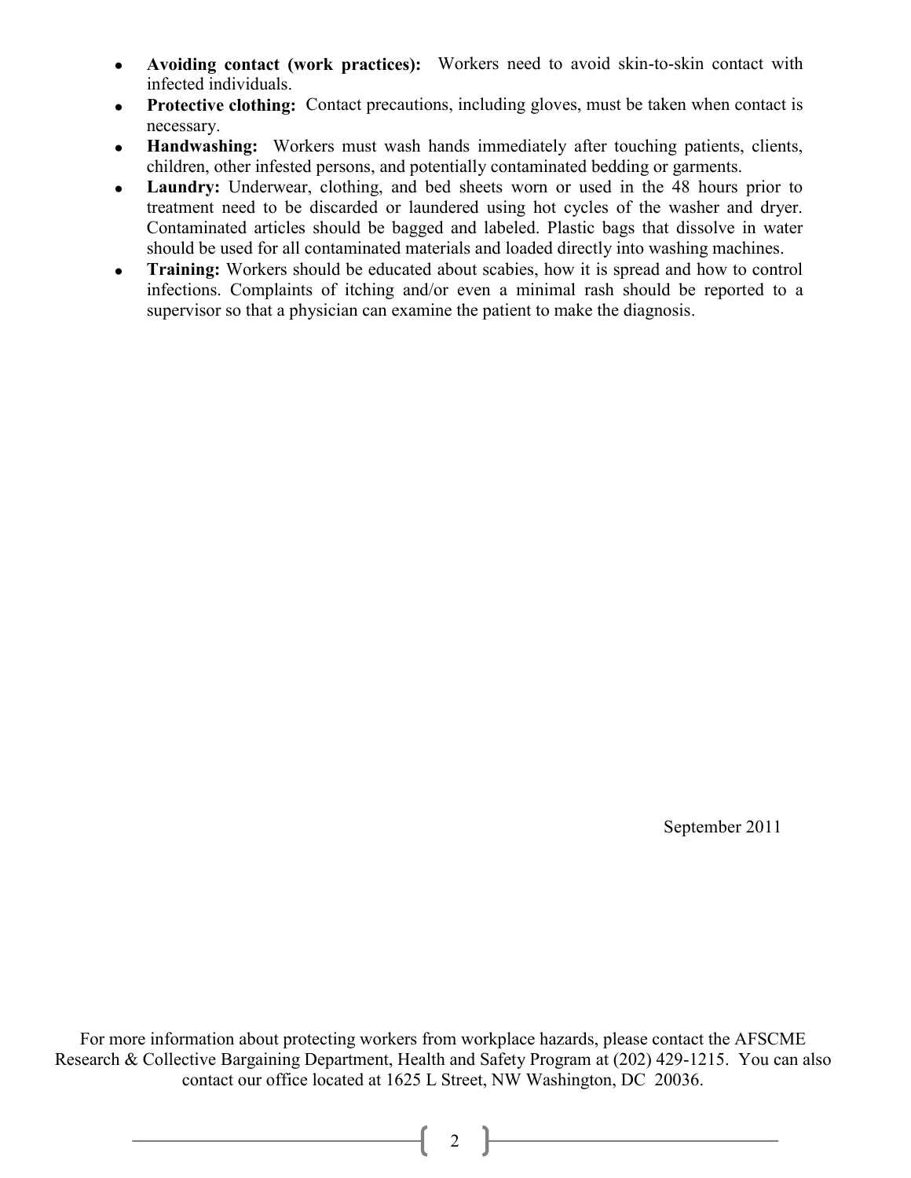- **Avoiding contact (work practices):** Workers need to avoid skin-to-skin contact with infected individuals.
- **Protective clothing:** Contact precautions, including gloves, must be taken when contact is necessary.
- **Handwashing:** Workers must wash hands immediately after touching patients, clients, children, other infested persons, and potentially contaminated bedding or garments.
- **Laundry:** Underwear, clothing, and bed sheets worn or used in the 48 hours prior to treatment need to be discarded or laundered using hot cycles of the washer and dryer. Contaminated articles should be bagged and labeled. Plastic bags that dissolve in water should be used for all contaminated materials and loaded directly into washing machines.
- **Training:** Workers should be educated about scabies, how it is spread and how to control infections. Complaints of itching and/or even a minimal rash should be reported to a supervisor so that a physician can examine the patient to make the diagnosis.

September 2011

For more information about protecting workers from workplace hazards, please contact the AFSCME Research & Collective Bargaining Department, Health and Safety Program at (202) 429-1215. You can also contact our office located at 1625 L Street, NW Washington, DC 20036.